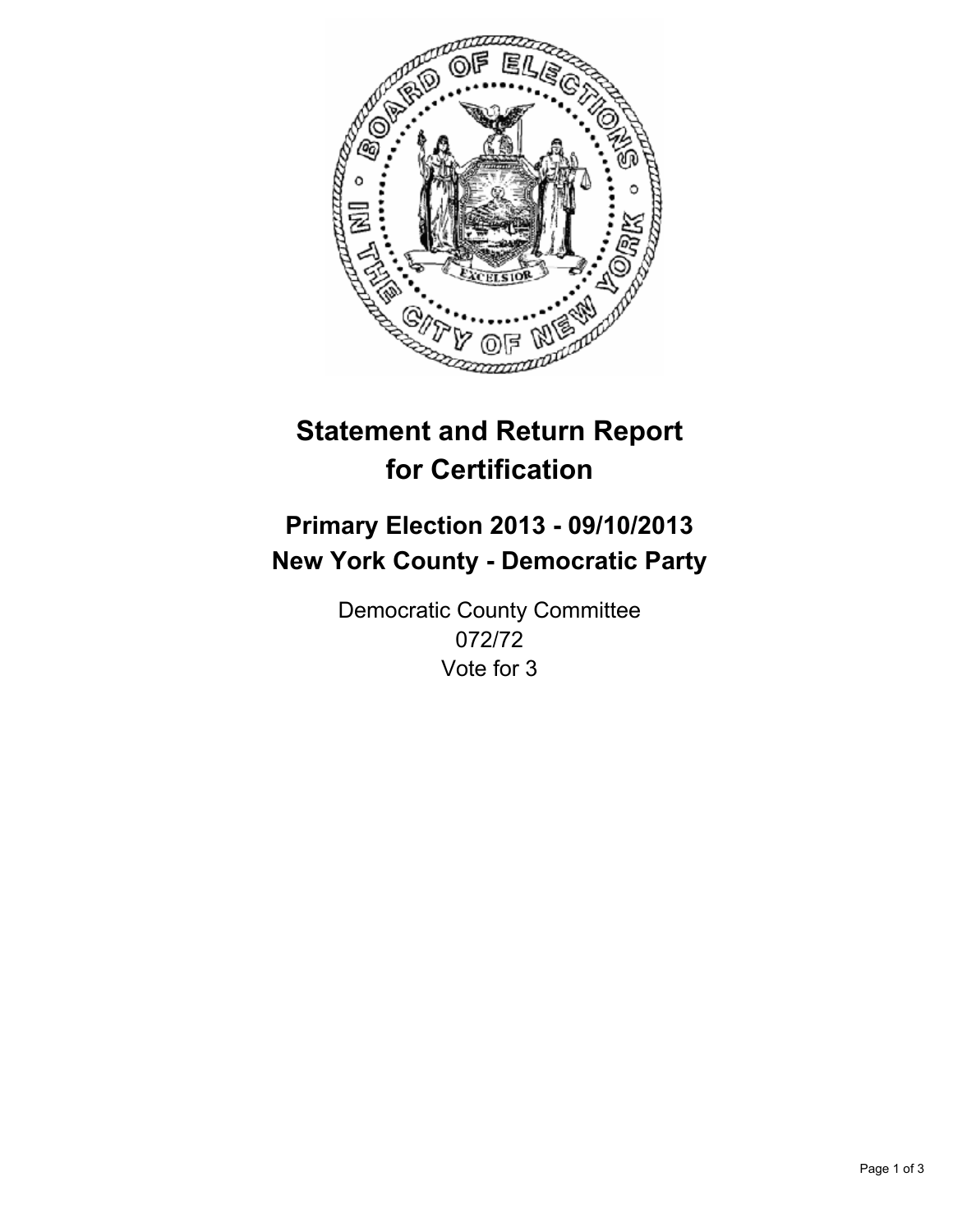# Statement and Return Report for Certification

## Primary Election 2013 - 09/10/2013
## New York County - Democratic Party

Democratic County Committee
072/72
Vote for 3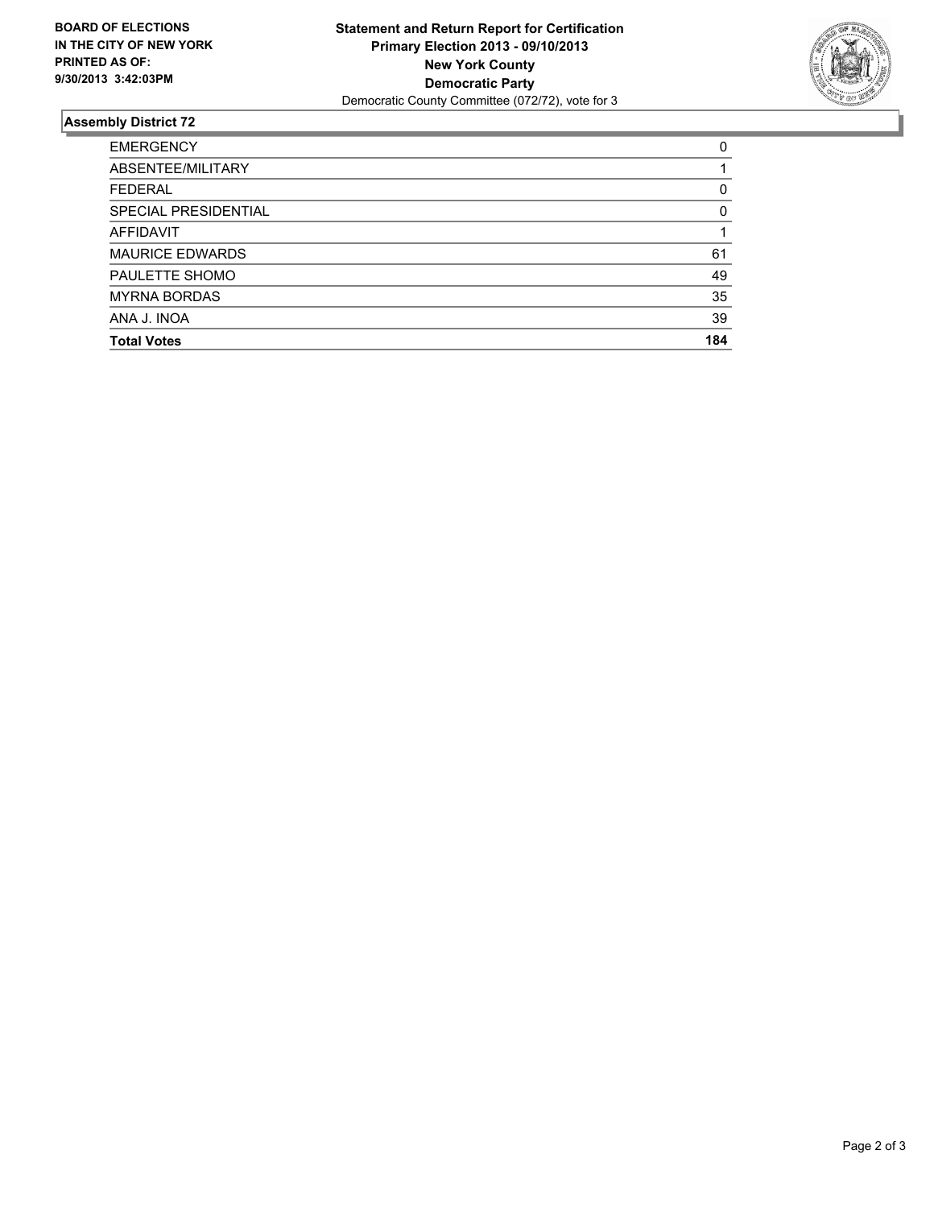**BOARD OF ELECTIONS IN THE CITY OF NEW YORK PRINTED AS OF: 9/30/2013 3:42:03PM**

**Statement and Return Report for Certification**
**Primary Election 2013 - 09/10/2013**
**New York County**
**Democratic Party**
Democratic County Committee (072/72), vote for 3

## Assembly District 72

| | |
|---|---|
| EMERGENCY | 0 |
| ABSENTEE/MILITARY | 1 |
| FEDERAL | 0 |
| SPECIAL PRESIDENTIAL | 0 |
| AFFIDAVIT | 1 |
| MAURICE EDWARDS | 61 |
| PAULETTE SHOMO | 49 |
| MYRNA BORDAS | 35 |
| ANA J. INOA | 39 |
| **Total Votes** | **184** |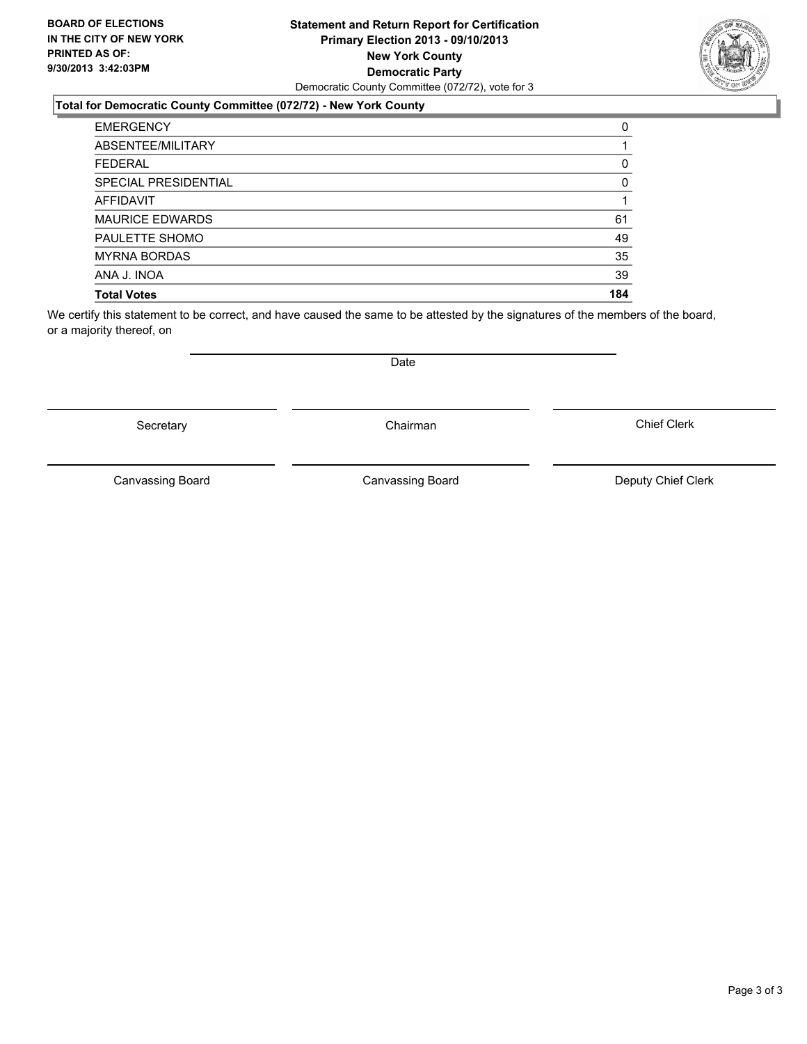**BOARD OF ELECTIONS IN THE CITY OF NEW YORK PRINTED AS OF: 9/30/2013 3:42:03PM**

**Statement and Return Report for Certification**
**Primary Election 2013 - 09/10/2013**
**New York County**
**Democratic Party**
Democratic County Committee (072/72), vote for 3

**Total for Democratic County Committee (072/72) - New York County**

| | |
|---|---|
| EMERGENCY | 0 |
| ABSENTEE/MILITARY | 1 |
| FEDERAL | 0 |
| SPECIAL PRESIDENTIAL | 0 |
| AFFIDAVIT | 1 |
| MAURICE EDWARDS | 61 |
| PAULETTE SHOMO | 49 |
| MYRNA BORDAS | 35 |
| ANA J. INOA | 39 |
| **Total Votes** | **184** |

We certify this statement to be correct, and have caused the same to be attested by the signatures of the members of the board, or a majority thereof, on

Date

Secretary    Chairman    Chief Clerk

Canvassing Board    Canvassing Board    Deputy Chief Clerk